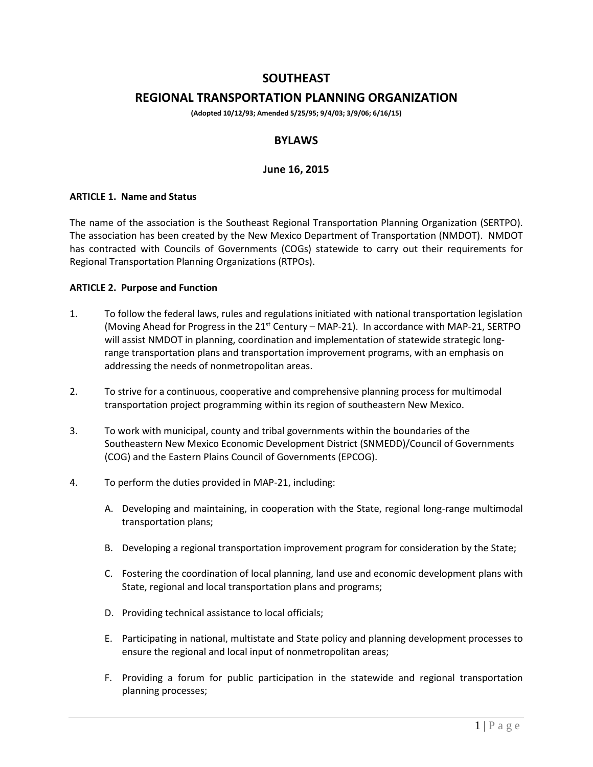# SOUTHEAST

# REGIONAL TRANSPORTATION PLANNING ORGANIZATION

**(Adopted 10/12/93; Amended 5/25/95; 9/4/03; 3/9/06; 6/16/15)**

## BYLAWS

### June 16, 2015

**ARTICLE 1. Name and Status**

The name of the association is the Southeast Regional Transportation Planning Organization (SERTPO). The association has been created by the New Mexico Department of Transportation (NMDOT). NMDOT has contracted with Councils of Governments (COGs) statewide to carry out their requirements for Regional Transportation Planning Organizations (RTPOs).

**ARTICLE 2. Purpose and Function**

1. To follow the federal laws, rules and regulations initiated with national transportation legislation (Moving Ahead for Progress in the 21st Century – MAP-21). In accordance with MAP-21, SERTPO will assist NMDOT in planning, coordination and implementation of statewide strategic long-range transportation plans and transportation improvement programs, with an emphasis on addressing the needs of nonmetropolitan areas.

2. To strive for a continuous, cooperative and comprehensive planning process for multimodal transportation project programming within its region of southeastern New Mexico.

3. To work with municipal, county and tribal governments within the boundaries of the Southeastern New Mexico Economic Development District (SNMEDD)/Council of Governments (COG) and the Eastern Plains Council of Governments (EPCOG).

4. To perform the duties provided in MAP-21, including:

   A. Developing and maintaining, in cooperation with the State, regional long-range multimodal transportation plans;

   B. Developing a regional transportation improvement program for consideration by the State;

   C. Fostering the coordination of local planning, land use and economic development plans with State, regional and local transportation plans and programs;

   D. Providing technical assistance to local officials;

   E. Participating in national, multistate and State policy and planning development processes to ensure the regional and local input of nonmetropolitan areas;

   F. Providing a forum for public participation in the statewide and regional transportation planning processes;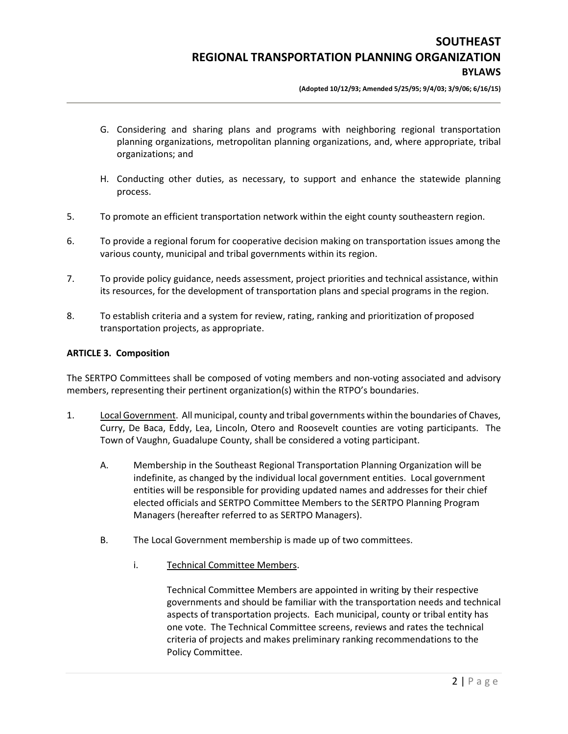G. Considering and sharing plans and programs with neighboring regional transportation planning organizations, metropolitan planning organizations, and, where appropriate, tribal organizations; and

H. Conducting other duties, as necessary, to support and enhance the statewide planning process.

5. To promote an efficient transportation network within the eight county southeastern region.

6. To provide a regional forum for cooperative decision making on transportation issues among the various county, municipal and tribal governments within its region.

7. To provide policy guidance, needs assessment, project priorities and technical assistance, within its resources, for the development of transportation plans and special programs in the region.

8. To establish criteria and a system for review, rating, ranking and prioritization of proposed transportation projects, as appropriate.

**ARTICLE 3. Composition**

The SERTPO Committees shall be composed of voting members and non-voting associated and advisory members, representing their pertinent organization(s) within the RTPO's boundaries.

1. Local Government. All municipal, county and tribal governments within the boundaries of Chaves, Curry, De Baca, Eddy, Lea, Lincoln, Otero and Roosevelt counties are voting participants. The Town of Vaughn, Guadalupe County, shall be considered a voting participant.

   A. Membership in the Southeast Regional Transportation Planning Organization will be indefinite, as changed by the individual local government entities. Local government entities will be responsible for providing updated names and addresses for their chief elected officials and SERTPO Committee Members to the SERTPO Planning Program Managers (hereafter referred to as SERTPO Managers).

   B. The Local Government membership is made up of two committees.

      i. Technical Committee Members.

         Technical Committee Members are appointed in writing by their respective governments and should be familiar with the transportation needs and technical aspects of transportation projects. Each municipal, county or tribal entity has one vote. The Technical Committee screens, reviews and rates the technical criteria of projects and makes preliminary ranking recommendations to the Policy Committee.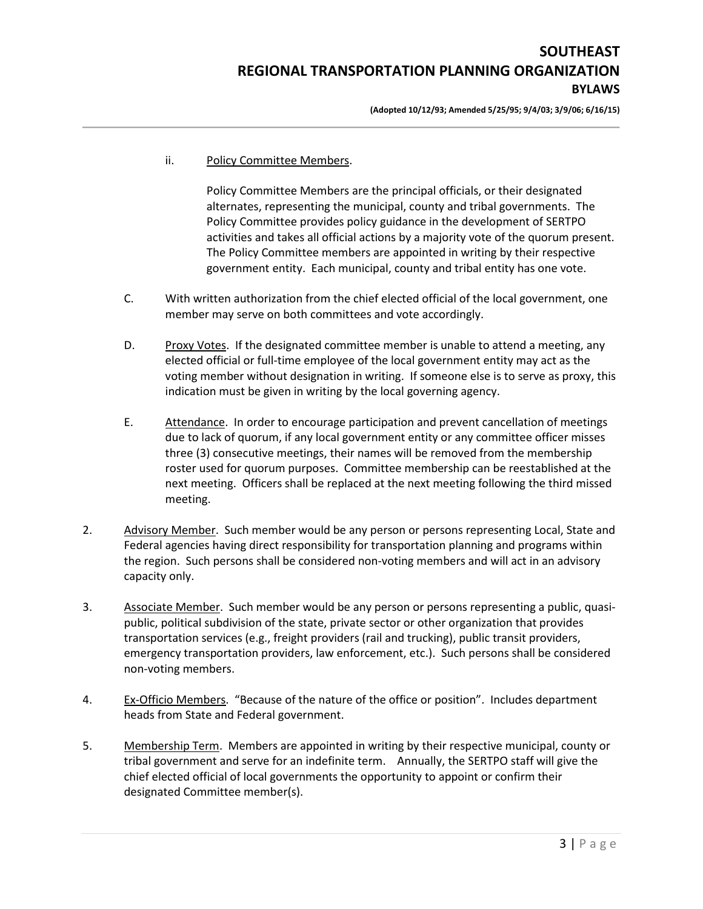ii. Policy Committee Members.

Policy Committee Members are the principal officials, or their designated alternates, representing the municipal, county and tribal governments. The Policy Committee provides policy guidance in the development of SERTPO activities and takes all official actions by a majority vote of the quorum present. The Policy Committee members are appointed in writing by their respective government entity. Each municipal, county and tribal entity has one vote.

C. With written authorization from the chief elected official of the local government, one member may serve on both committees and vote accordingly.

D. Proxy Votes. If the designated committee member is unable to attend a meeting, any elected official or full-time employee of the local government entity may act as the voting member without designation in writing. If someone else is to serve as proxy, this indication must be given in writing by the local governing agency.

E. Attendance. In order to encourage participation and prevent cancellation of meetings due to lack of quorum, if any local government entity or any committee officer misses three (3) consecutive meetings, their names will be removed from the membership roster used for quorum purposes. Committee membership can be reestablished at the next meeting. Officers shall be replaced at the next meeting following the third missed meeting.

2. Advisory Member. Such member would be any person or persons representing Local, State and Federal agencies having direct responsibility for transportation planning and programs within the region. Such persons shall be considered non-voting members and will act in an advisory capacity only.

3. Associate Member. Such member would be any person or persons representing a public, quasi-public, political subdivision of the state, private sector or other organization that provides transportation services (e.g., freight providers (rail and trucking), public transit providers, emergency transportation providers, law enforcement, etc.). Such persons shall be considered non-voting members.

4. Ex-Officio Members. "Because of the nature of the office or position". Includes department heads from State and Federal government.

5. Membership Term. Members are appointed in writing by their respective municipal, county or tribal government and serve for an indefinite term. Annually, the SERTPO staff will give the chief elected official of local governments the opportunity to appoint or confirm their designated Committee member(s).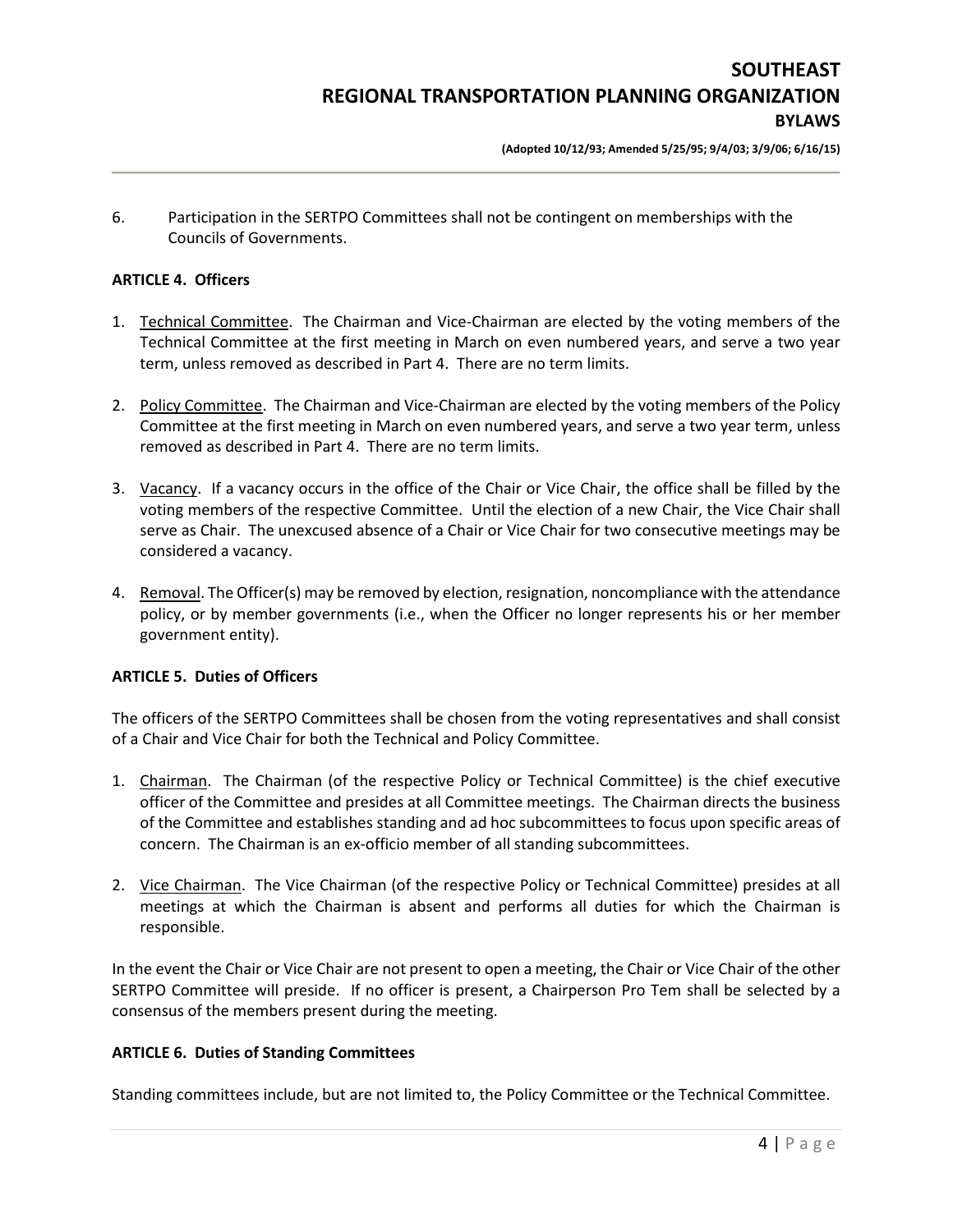6. Participation in the SERTPO Committees shall not be contingent on memberships with the Councils of Governments.

**ARTICLE 4. Officers**

1. Technical Committee. The Chairman and Vice-Chairman are elected by the voting members of the Technical Committee at the first meeting in March on even numbered years, and serve a two year term, unless removed as described in Part 4. There are no term limits.

2. Policy Committee. The Chairman and Vice-Chairman are elected by the voting members of the Policy Committee at the first meeting in March on even numbered years, and serve a two year term, unless removed as described in Part 4. There are no term limits.

3. Vacancy. If a vacancy occurs in the office of the Chair or Vice Chair, the office shall be filled by the voting members of the respective Committee. Until the election of a new Chair, the Vice Chair shall serve as Chair. The unexcused absence of a Chair or Vice Chair for two consecutive meetings may be considered a vacancy.

4. Removal. The Officer(s) may be removed by election, resignation, noncompliance with the attendance policy, or by member governments (i.e., when the Officer no longer represents his or her member government entity).

**ARTICLE 5. Duties of Officers**

The officers of the SERTPO Committees shall be chosen from the voting representatives and shall consist of a Chair and Vice Chair for both the Technical and Policy Committee.

1. Chairman. The Chairman (of the respective Policy or Technical Committee) is the chief executive officer of the Committee and presides at all Committee meetings. The Chairman directs the business of the Committee and establishes standing and ad hoc subcommittees to focus upon specific areas of concern. The Chairman is an ex-officio member of all standing subcommittees.

2. Vice Chairman. The Vice Chairman (of the respective Policy or Technical Committee) presides at all meetings at which the Chairman is absent and performs all duties for which the Chairman is responsible.

In the event the Chair or Vice Chair are not present to open a meeting, the Chair or Vice Chair of the other SERTPO Committee will preside. If no officer is present, a Chairperson Pro Tem shall be selected by a consensus of the members present during the meeting.

**ARTICLE 6. Duties of Standing Committees**

Standing committees include, but are not limited to, the Policy Committee or the Technical Committee.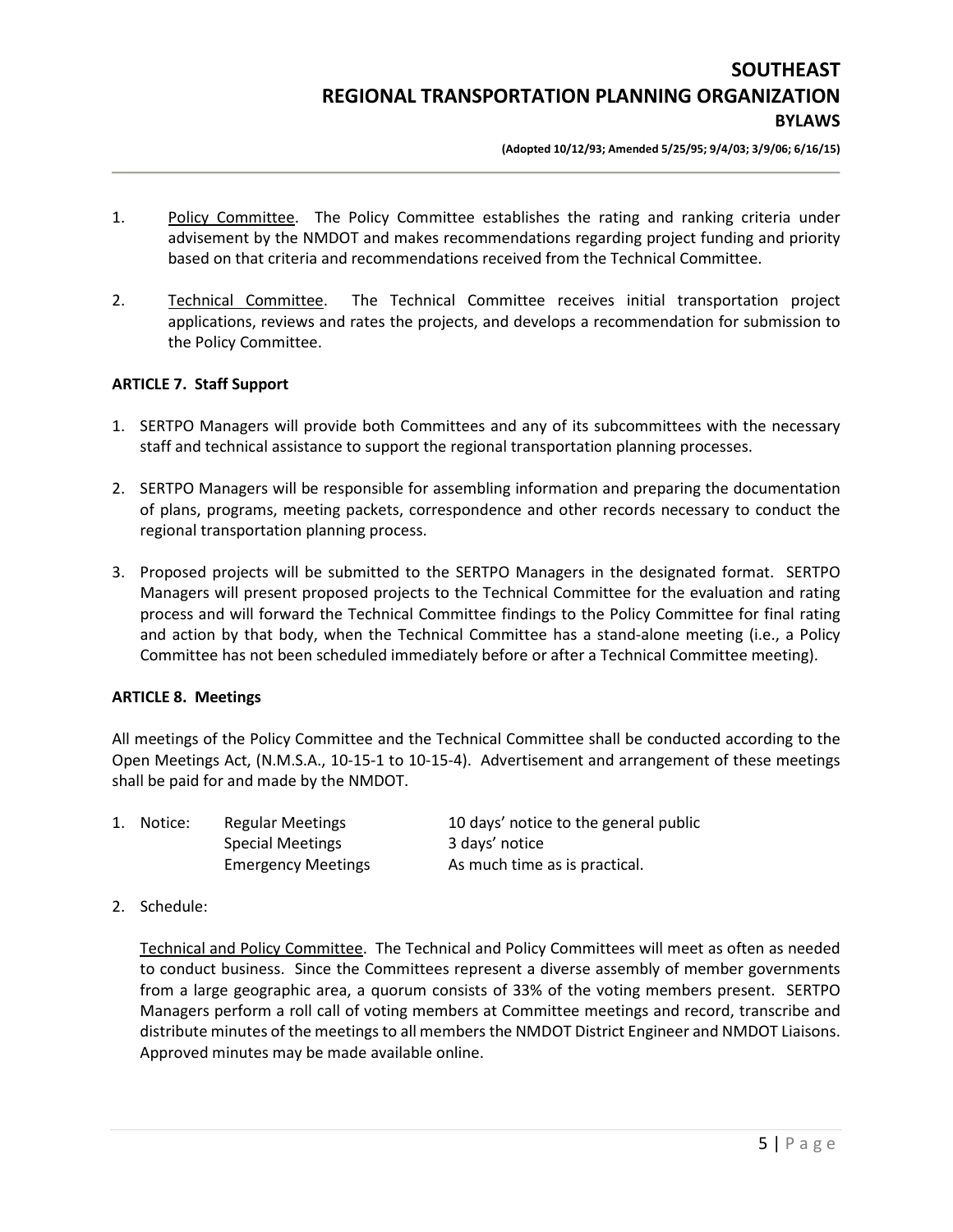1. Policy Committee. The Policy Committee establishes the rating and ranking criteria under advisement by the NMDOT and makes recommendations regarding project funding and priority based on that criteria and recommendations received from the Technical Committee.

2. Technical Committee. The Technical Committee receives initial transportation project applications, reviews and rates the projects, and develops a recommendation for submission to the Policy Committee.

**ARTICLE 7. Staff Support**

1. SERTPO Managers will provide both Committees and any of its subcommittees with the necessary staff and technical assistance to support the regional transportation planning processes.

2. SERTPO Managers will be responsible for assembling information and preparing the documentation of plans, programs, meeting packets, correspondence and other records necessary to conduct the regional transportation planning process.

3. Proposed projects will be submitted to the SERTPO Managers in the designated format. SERTPO Managers will present proposed projects to the Technical Committee for the evaluation and rating process and will forward the Technical Committee findings to the Policy Committee for final rating and action by that body, when the Technical Committee has a stand-alone meeting (i.e., a Policy Committee has not been scheduled immediately before or after a Technical Committee meeting).

**ARTICLE 8. Meetings**

All meetings of the Policy Committee and the Technical Committee shall be conducted according to the Open Meetings Act, (N.M.S.A., 10-15-1 to 10-15-4). Advertisement and arrangement of these meetings shall be paid for and made by the NMDOT.

1. Notice:

| | |
|---|---|
| Regular Meetings | 10 days' notice to the general public |
| Special Meetings | 3 days' notice |
| Emergency Meetings | As much time as is practical. |

2. Schedule:

   Technical and Policy Committee. The Technical and Policy Committees will meet as often as needed to conduct business. Since the Committees represent a diverse assembly of member governments from a large geographic area, a quorum consists of 33% of the voting members present. SERTPO Managers perform a roll call of voting members at Committee meetings and record, transcribe and distribute minutes of the meetings to all members the NMDOT District Engineer and NMDOT Liaisons. Approved minutes may be made available online.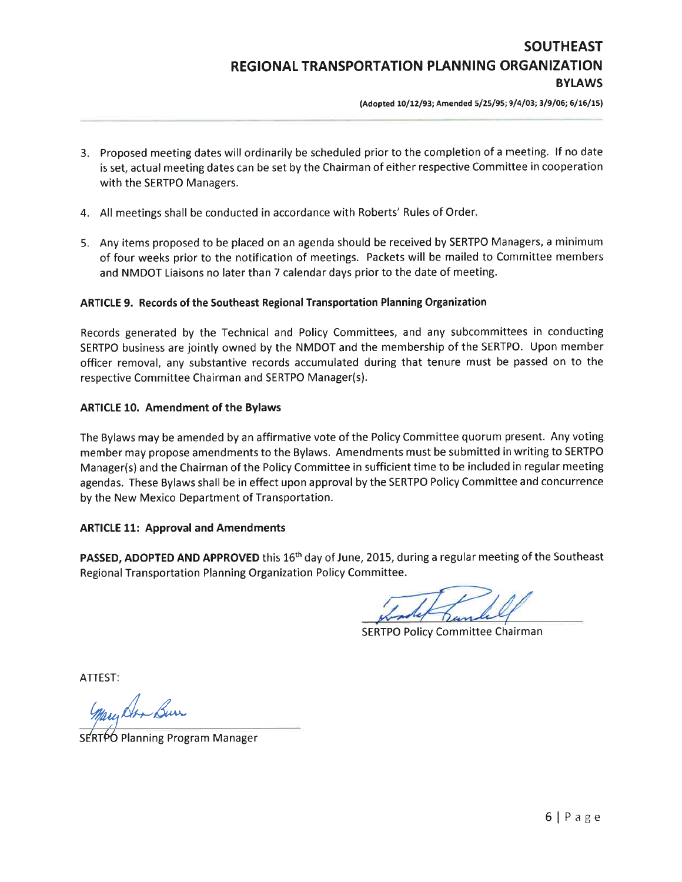3. Proposed meeting dates will ordinarily be scheduled prior to the completion of a meeting. If no date is set, actual meeting dates can be set by the Chairman of either respective Committee in cooperation with the SERTPO Managers.

4. All meetings shall be conducted in accordance with Roberts' Rules of Order.

5. Any items proposed to be placed on an agenda should be received by SERTPO Managers, a minimum of four weeks prior to the notification of meetings. Packets will be mailed to Committee members and NMDOT Liaisons no later than 7 calendar days prior to the date of meeting.

**ARTICLE 9. Records of the Southeast Regional Transportation Planning Organization**

Records generated by the Technical and Policy Committees, and any subcommittees in conducting SERTPO business are jointly owned by the NMDOT and the membership of the SERTPO. Upon member officer removal, any substantive records accumulated during that tenure must be passed on to the respective Committee Chairman and SERTPO Manager(s).

**ARTICLE 10. Amendment of the Bylaws**

The Bylaws may be amended by an affirmative vote of the Policy Committee quorum present. Any voting member may propose amendments to the Bylaws. Amendments must be submitted in writing to SERTPO Manager(s) and the Chairman of the Policy Committee in sufficient time to be included in regular meeting agendas. These Bylaws shall be in effect upon approval by the SERTPO Policy Committee and concurrence by the New Mexico Department of Transportation.

**ARTICLE 11: Approval and Amendments**

**PASSED, ADOPTED AND APPROVED** this 16th day of June, 2015, during a regular meeting of the Southeast Regional Transportation Planning Organization Policy Committee.

SERTPO Policy Committee Chairman

ATTEST:

SERTPO Planning Program Manager